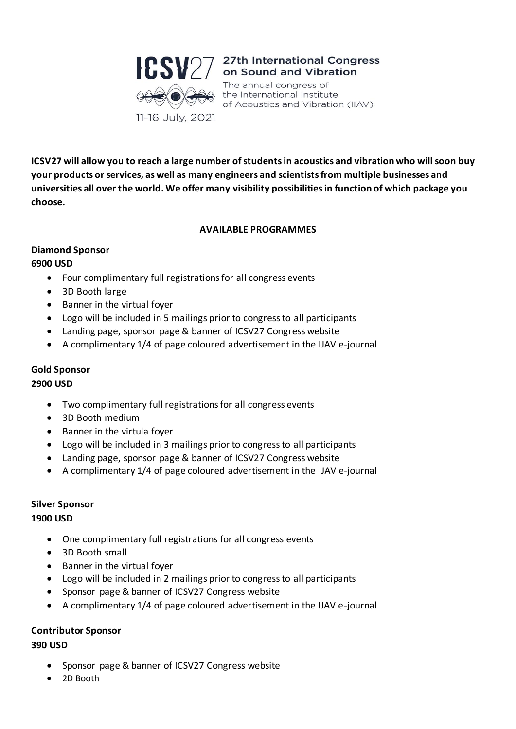ICSV27 27th International Congress on Sound and Vibration

The annual congress of the International Institute of Acoustics and Vibration (IIAV)

11-16 July, 2021

**ICSV27 will allow you to reach a large number of students in acoustics and vibration who will soon buy your products or services, as well as many engineers and scientists from multiple businesses and universities all over the world. We offer many visibility possibilities in function of which package you choose.**

## AVAILABLE PROGRAMMES

### Diamond Sponsor

**6900 USD**

- Four complimentary full registrations for all congress events
- 3D Booth large
- Banner in the virtual foyer
- Logo will be included in 5 mailings prior to congress to all participants
- Landing page, sponsor page & banner of ICSV27 Congress website
- A complimentary 1/4 of page coloured advertisement in the IJAV e-journal

### Gold Sponsor

**2900 USD**

- Two complimentary full registrations for all congress events
- 3D Booth medium
- Banner in the virtula foyer
- Logo will be included in 3 mailings prior to congress to all participants
- Landing page, sponsor page & banner of ICSV27 Congress website
- A complimentary 1/4 of page coloured advertisement in the IJAV e-journal

### Silver Sponsor

**1900 USD**

- One complimentary full registrations for all congress events
- 3D Booth small
- Banner in the virtual foyer
- Logo will be included in 2 mailings prior to congress to all participants
- Sponsor page & banner of ICSV27 Congress website
- A complimentary 1/4 of page coloured advertisement in the IJAV e-journal

### Contributor Sponsor

**390 USD**

- Sponsor page & banner of ICSV27 Congress website
- 2D Booth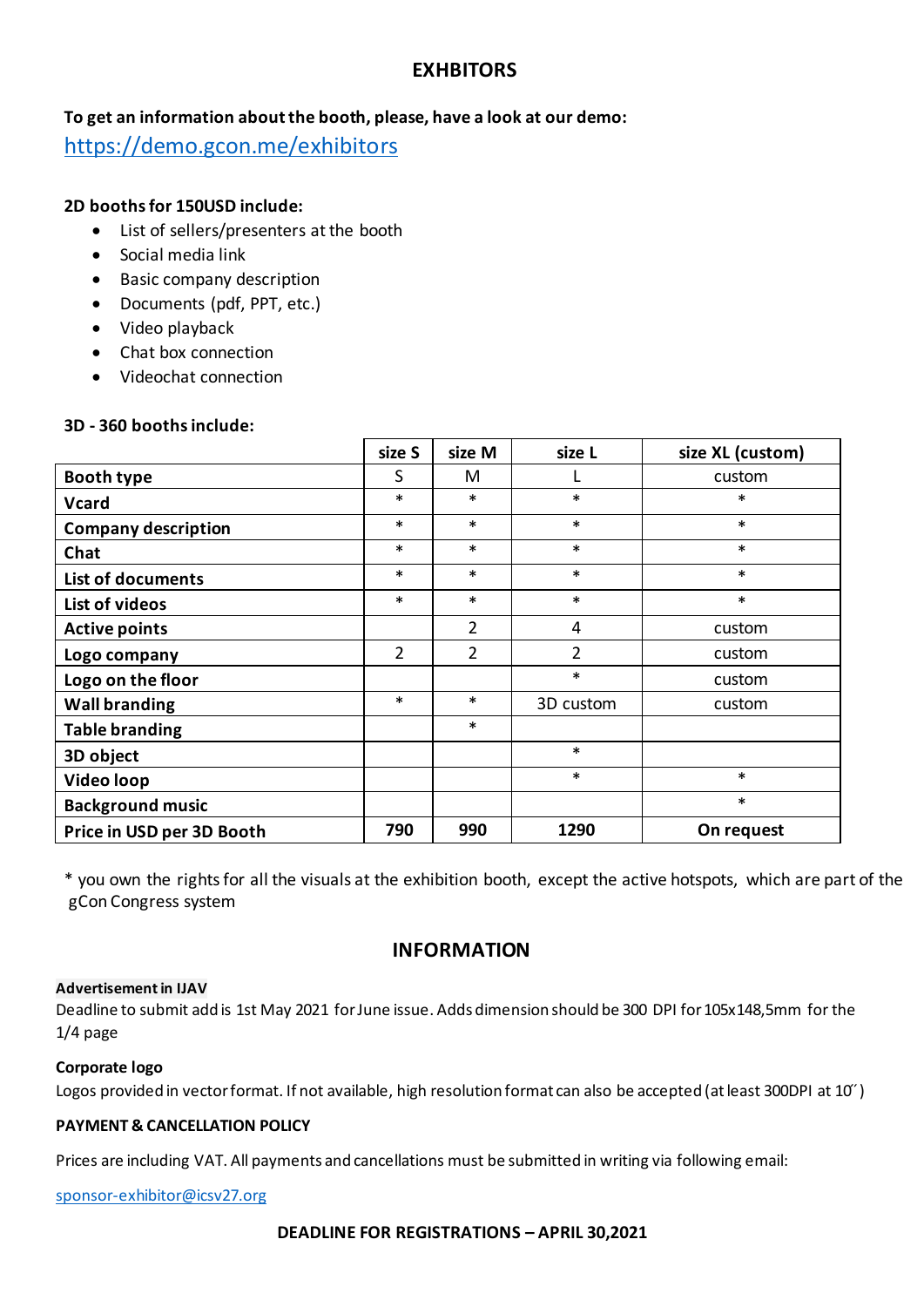## EXHBITORS

**To get an information about the booth, please, have a look at our demo:**
https://demo.gcon.me/exhibitors

**2D booths for 150USD include:**

- List of sellers/presenters at the booth
- Social media link
- Basic company description
- Documents (pdf, PPT, etc.)
- Video playback
- Chat box connection
- Videochat connection

**3D - 360 booths include:**

| | size S | size M | size L | size XL (custom) |
|---|---|---|---|---|
| **Booth type** | S | M | L | custom |
| **Vcard** | * | * | * | * |
| **Company description** | * | * | * | * |
| **Chat** | * | * | * | * |
| **List of documents** | * | * | * | * |
| **List of videos** | * | * | * | * |
| **Active points** | | 2 | 4 | custom |
| **Logo company** | 2 | 2 | 2 | custom |
| **Logo on the floor** | | | * | custom |
| **Wall branding** | * | * | 3D custom | custom |
| **Table branding** | | * | | |
| **3D object** | | | * | |
| **Video loop** | | | * | * |
| **Background music** | | | | * |
| **Price in USD per 3D Booth** | **790** | **990** | **1290** | **On request** |

\* you own the rights for all the visuals at the exhibition booth, except the active hotspots, which are part of the gCon Congress system

## INFORMATION

**Advertisement in IJAV**
Deadline to submit add is 1st May 2021 for June issue. Adds dimension should be 300 DPI for 105x148,5mm for the 1/4 page

**Corporate logo**
Logos provided in vector format. If not available, high resolution format can also be accepted (at least 300DPI at 10´´)

**PAYMENT & CANCELLATION POLICY**

Prices are including VAT. All payments and cancellations must be submitted in writing via following email:

sponsor-exhibitor@icsv27.org

**DEADLINE FOR REGISTRATIONS – APRIL 30,2021**